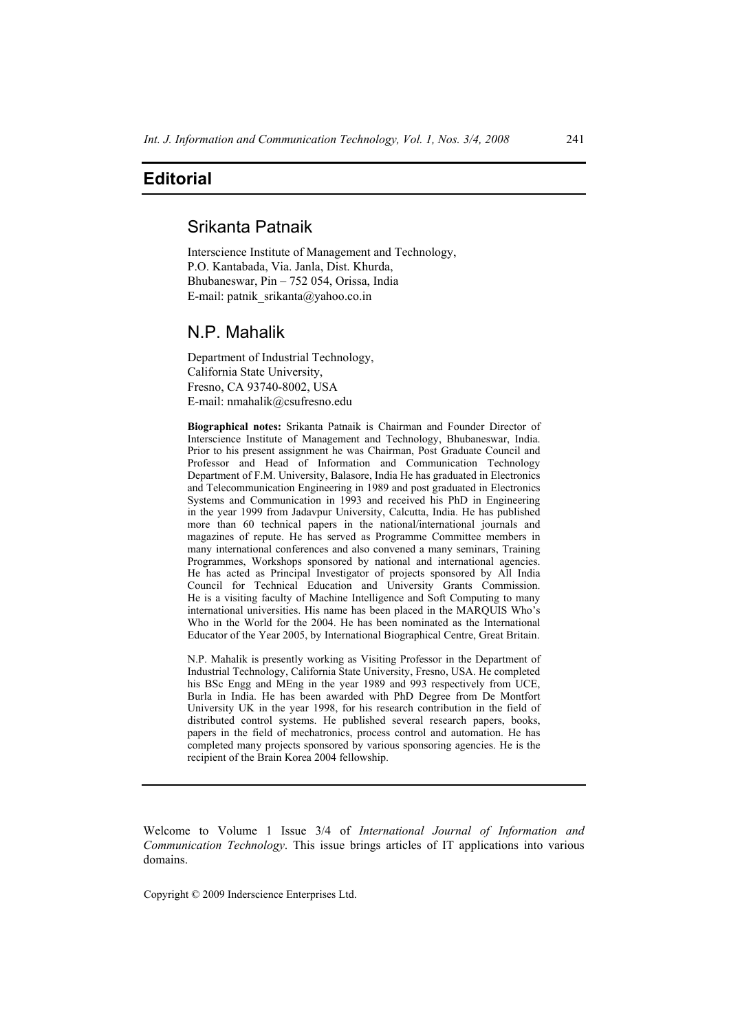# Editorial

## Srikanta Patnaik

Interscience Institute of Management and Technology,
P.O. Kantabada, Via. Janla, Dist. Khurda,
Bhubaneswar, Pin – 752 054, Orissa, India
E-mail: patnik_srikanta@yahoo.co.in

## N.P. Mahalik

Department of Industrial Technology,
California State University,
Fresno, CA 93740-8002, USA
E-mail: nmahalik@csufresno.edu

**Biographical notes:** Srikanta Patnaik is Chairman and Founder Director of Interscience Institute of Management and Technology, Bhubaneswar, India. Prior to his present assignment he was Chairman, Post Graduate Council and Professor and Head of Information and Communication Technology Department of F.M. University, Balasore, India He has graduated in Electronics and Telecommunication Engineering in 1989 and post graduated in Electronics Systems and Communication in 1993 and received his PhD in Engineering in the year 1999 from Jadavpur University, Calcutta, India. He has published more than 60 technical papers in the national/international journals and magazines of repute. He has served as Programme Committee members in many international conferences and also convened a many seminars, Training Programmes, Workshops sponsored by national and international agencies. He has acted as Principal Investigator of projects sponsored by All India Council for Technical Education and University Grants Commission. He is a visiting faculty of Machine Intelligence and Soft Computing to many international universities. His name has been placed in the MARQUIS Who's Who in the World for the 2004. He has been nominated as the International Educator of the Year 2005, by International Biographical Centre, Great Britain.

N.P. Mahalik is presently working as Visiting Professor in the Department of Industrial Technology, California State University, Fresno, USA. He completed his BSc Engg and MEng in the year 1989 and 993 respectively from UCE, Burla in India. He has been awarded with PhD Degree from De Montfort University UK in the year 1998, for his research contribution in the field of distributed control systems. He published several research papers, books, papers in the field of mechatronics, process control and automation. He has completed many projects sponsored by various sponsoring agencies. He is the recipient of the Brain Korea 2004 fellowship.

Welcome to Volume 1 Issue 3/4 of *International Journal of Information and Communication Technology*. This issue brings articles of IT applications into various domains.

Copyright © 2009 Inderscience Enterprises Ltd.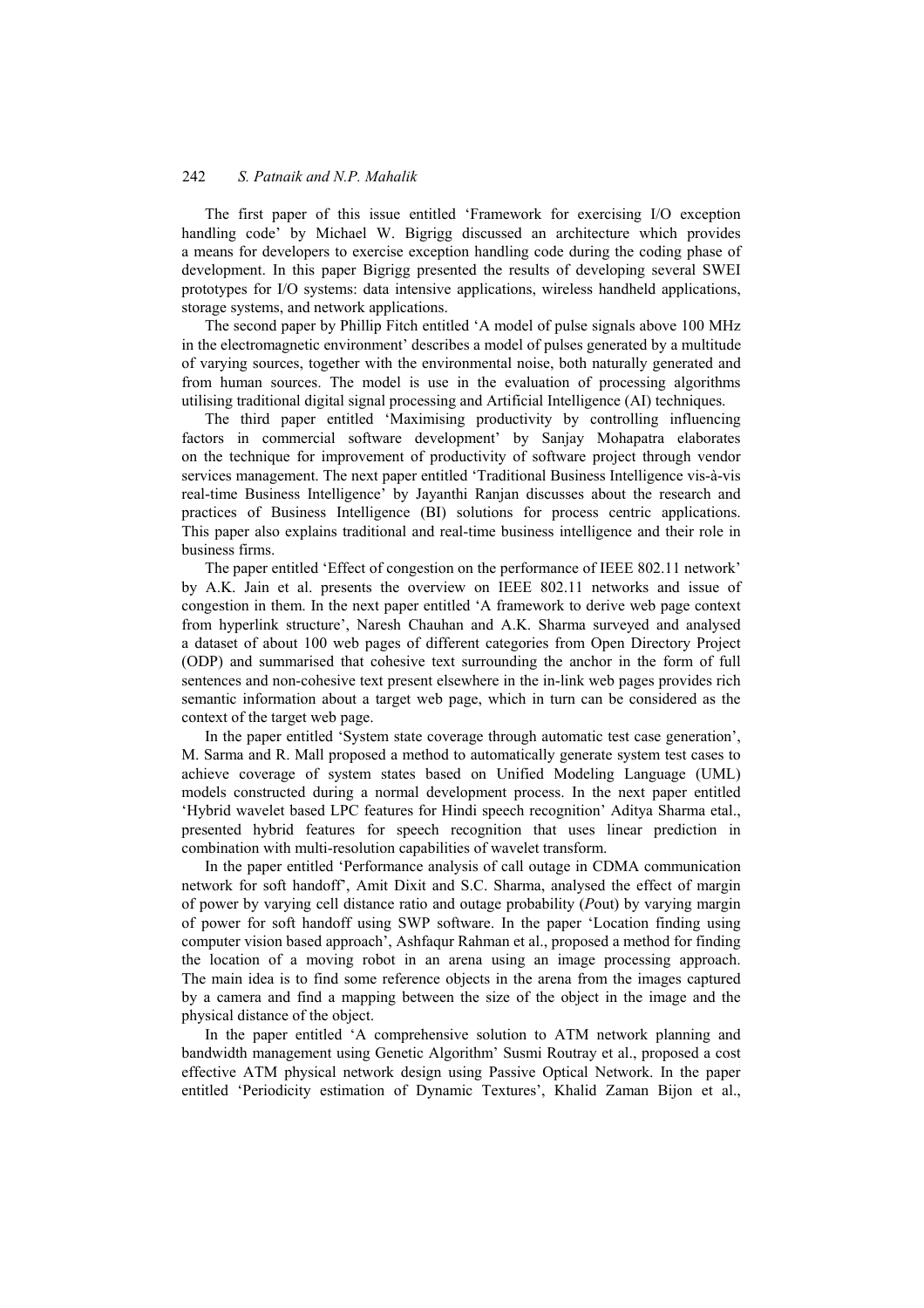The first paper of this issue entitled 'Framework for exercising I/O exception handling code' by Michael W. Bigrigg discussed an architecture which provides a means for developers to exercise exception handling code during the coding phase of development. In this paper Bigrigg presented the results of developing several SWEI prototypes for I/O systems: data intensive applications, wireless handheld applications, storage systems, and network applications.

The second paper by Phillip Fitch entitled 'A model of pulse signals above 100 MHz in the electromagnetic environment' describes a model of pulses generated by a multitude of varying sources, together with the environmental noise, both naturally generated and from human sources. The model is use in the evaluation of processing algorithms utilising traditional digital signal processing and Artificial Intelligence (AI) techniques.

The third paper entitled 'Maximising productivity by controlling influencing factors in commercial software development' by Sanjay Mohapatra elaborates on the technique for improvement of productivity of software project through vendor services management. The next paper entitled 'Traditional Business Intelligence vis-à-vis real-time Business Intelligence' by Jayanthi Ranjan discusses about the research and practices of Business Intelligence (BI) solutions for process centric applications. This paper also explains traditional and real-time business intelligence and their role in business firms.

The paper entitled 'Effect of congestion on the performance of IEEE 802.11 network' by A.K. Jain et al. presents the overview on IEEE 802.11 networks and issue of congestion in them. In the next paper entitled 'A framework to derive web page context from hyperlink structure', Naresh Chauhan and A.K. Sharma surveyed and analysed a dataset of about 100 web pages of different categories from Open Directory Project (ODP) and summarised that cohesive text surrounding the anchor in the form of full sentences and non-cohesive text present elsewhere in the in-link web pages provides rich semantic information about a target web page, which in turn can be considered as the context of the target web page.

In the paper entitled 'System state coverage through automatic test case generation', M. Sarma and R. Mall proposed a method to automatically generate system test cases to achieve coverage of system states based on Unified Modeling Language (UML) models constructed during a normal development process. In the next paper entitled 'Hybrid wavelet based LPC features for Hindi speech recognition' Aditya Sharma etal., presented hybrid features for speech recognition that uses linear prediction in combination with multi-resolution capabilities of wavelet transform.

In the paper entitled 'Performance analysis of call outage in CDMA communication network for soft handoff', Amit Dixit and S.C. Sharma, analysed the effect of margin of power by varying cell distance ratio and outage probability ($P$out) by varying margin of power for soft handoff using SWP software. In the paper 'Location finding using computer vision based approach', Ashfaqur Rahman et al., proposed a method for finding the location of a moving robot in an arena using an image processing approach. The main idea is to find some reference objects in the arena from the images captured by a camera and find a mapping between the size of the object in the image and the physical distance of the object.

In the paper entitled 'A comprehensive solution to ATM network planning and bandwidth management using Genetic Algorithm' Susmi Routray et al., proposed a cost effective ATM physical network design using Passive Optical Network. In the paper entitled 'Periodicity estimation of Dynamic Textures', Khalid Zaman Bijon et al.,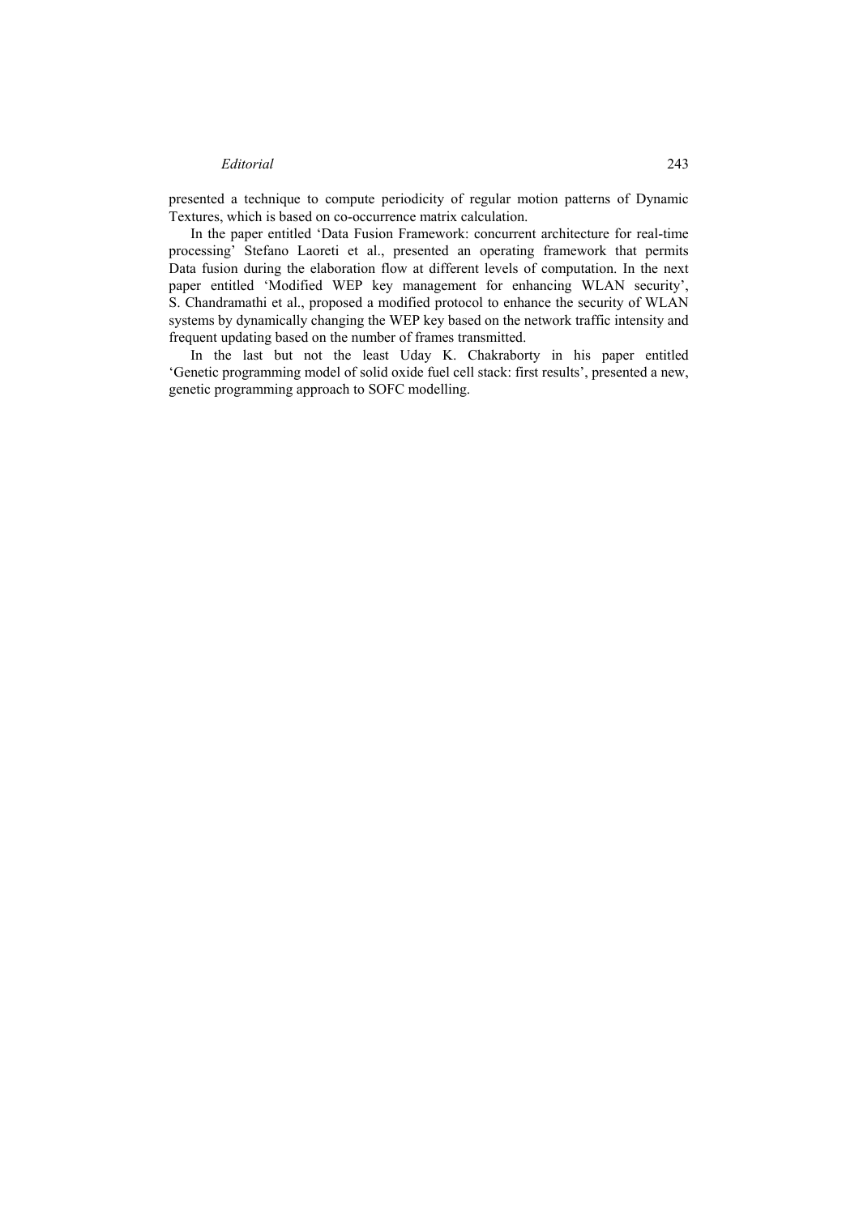presented a technique to compute periodicity of regular motion patterns of Dynamic Textures, which is based on co-occurrence matrix calculation.

In the paper entitled 'Data Fusion Framework: concurrent architecture for real-time processing' Stefano Laoreti et al., presented an operating framework that permits Data fusion during the elaboration flow at different levels of computation. In the next paper entitled 'Modified WEP key management for enhancing WLAN security', S. Chandramathi et al., proposed a modified protocol to enhance the security of WLAN systems by dynamically changing the WEP key based on the network traffic intensity and frequent updating based on the number of frames transmitted.

In the last but not the least Uday K. Chakraborty in his paper entitled 'Genetic programming model of solid oxide fuel cell stack: first results', presented a new, genetic programming approach to SOFC modelling.